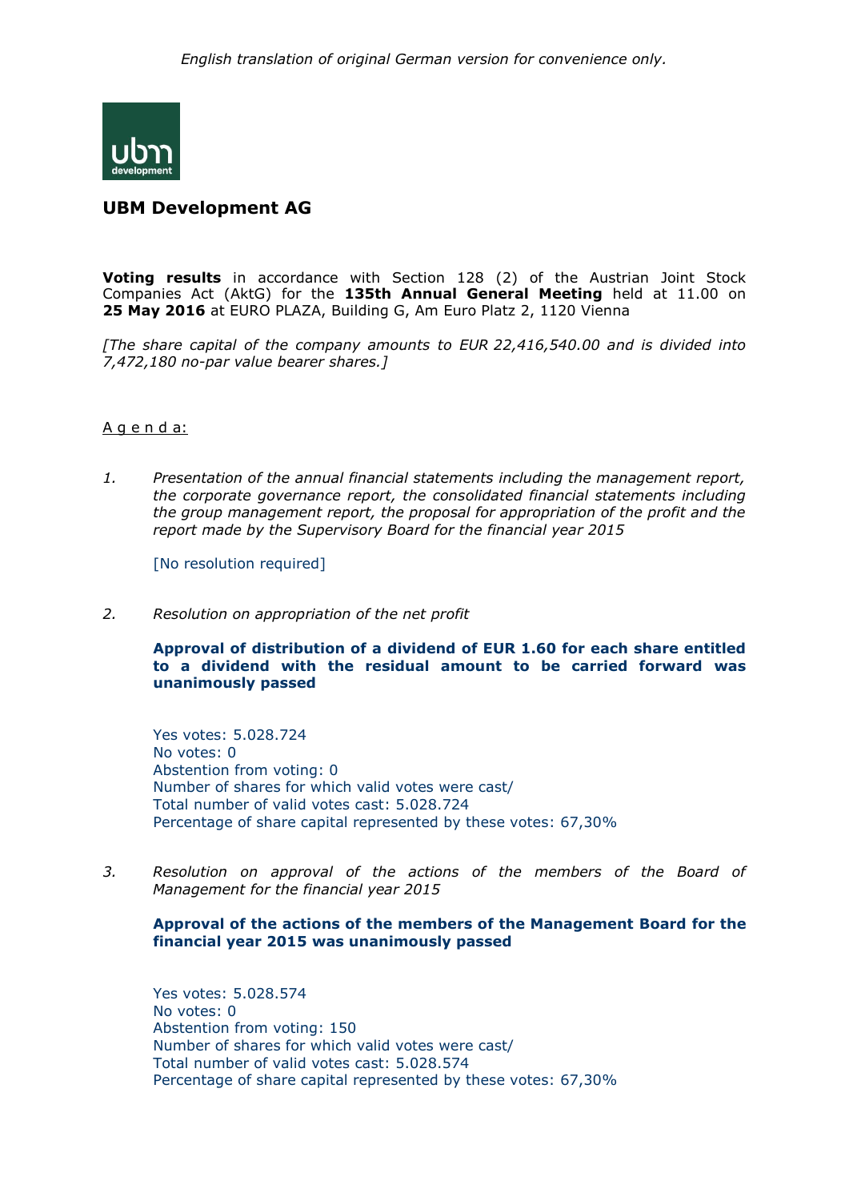*English translation of original German version for convenience only.*

## UBM Development AG

**Voting results** in accordance with Section 128 (2) of the Austrian Joint Stock Companies Act (AktG) for the **135th Annual General Meeting** held at 11.00 on **25 May 2016** at EURO PLAZA, Building G, Am Euro Platz 2, 1120 Vienna

*[The share capital of the company amounts to EUR 22,416,540.00 and is divided into 7,472,180 no-par value bearer shares.]*

A g e n d a:

1. *Presentation of the annual financial statements including the management report, the corporate governance report, the consolidated financial statements including the group management report, the proposal for appropriation of the profit and the report made by the Supervisory Board for the financial year 2015*

   [No resolution required]

2. *Resolution on appropriation of the net profit*

   **Approval of distribution of a dividend of EUR 1.60 for each share entitled to a dividend with the residual amount to be carried forward was unanimously passed**

   Yes votes: 5.028.724
   No votes: 0
   Abstention from voting: 0
   Number of shares for which valid votes were cast/
   Total number of valid votes cast: 5.028.724
   Percentage of share capital represented by these votes: 67,30%

3. *Resolution on approval of the actions of the members of the Board of Management for the financial year 2015*

   **Approval of the actions of the members of the Management Board for the financial year 2015 was unanimously passed**

   Yes votes: 5.028.574
   No votes: 0
   Abstention from voting: 150
   Number of shares for which valid votes were cast/
   Total number of valid votes cast: 5.028.574
   Percentage of share capital represented by these votes: 67,30%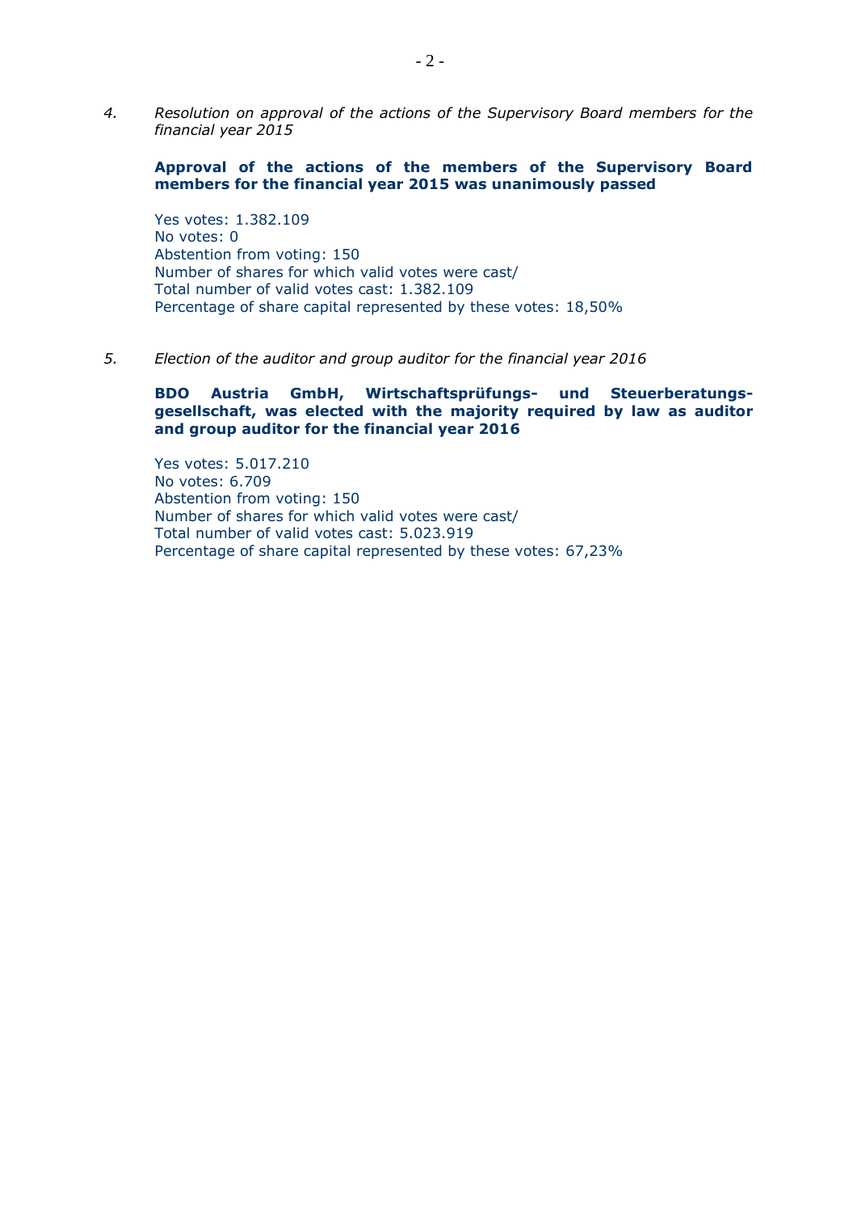4. *Resolution on approval of the actions of the Supervisory Board members for the financial year 2015*

   **Approval of the actions of the members of the Supervisory Board members for the financial year 2015 was unanimously passed**

   Yes votes: 1.382.109
   No votes: 0
   Abstention from voting: 150
   Number of shares for which valid votes were cast/
   Total number of valid votes cast: 1.382.109
   Percentage of share capital represented by these votes: 18,50%

5. *Election of the auditor and group auditor for the financial year 2016*

   **BDO Austria GmbH, Wirtschaftsprüfungs- und Steuerberatungsgesellschaft, was elected with the majority required by law as auditor and group auditor for the financial year 2016**

   Yes votes: 5.017.210
   No votes: 6.709
   Abstention from voting: 150
   Number of shares for which valid votes were cast/
   Total number of valid votes cast: 5.023.919
   Percentage of share capital represented by these votes: 67,23%